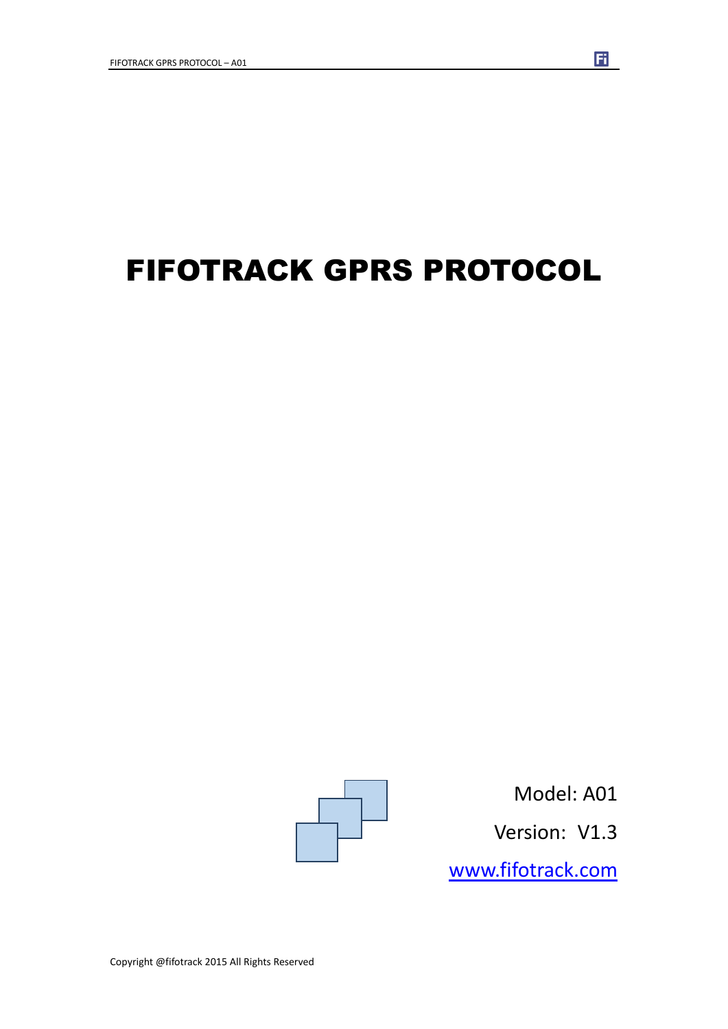# FIFOTRACK GPRS PROTOCOL

Model: A01

Version: V1.3

www.fifotrack.com

Copyright @fifotrack 2015 All Rights Reserved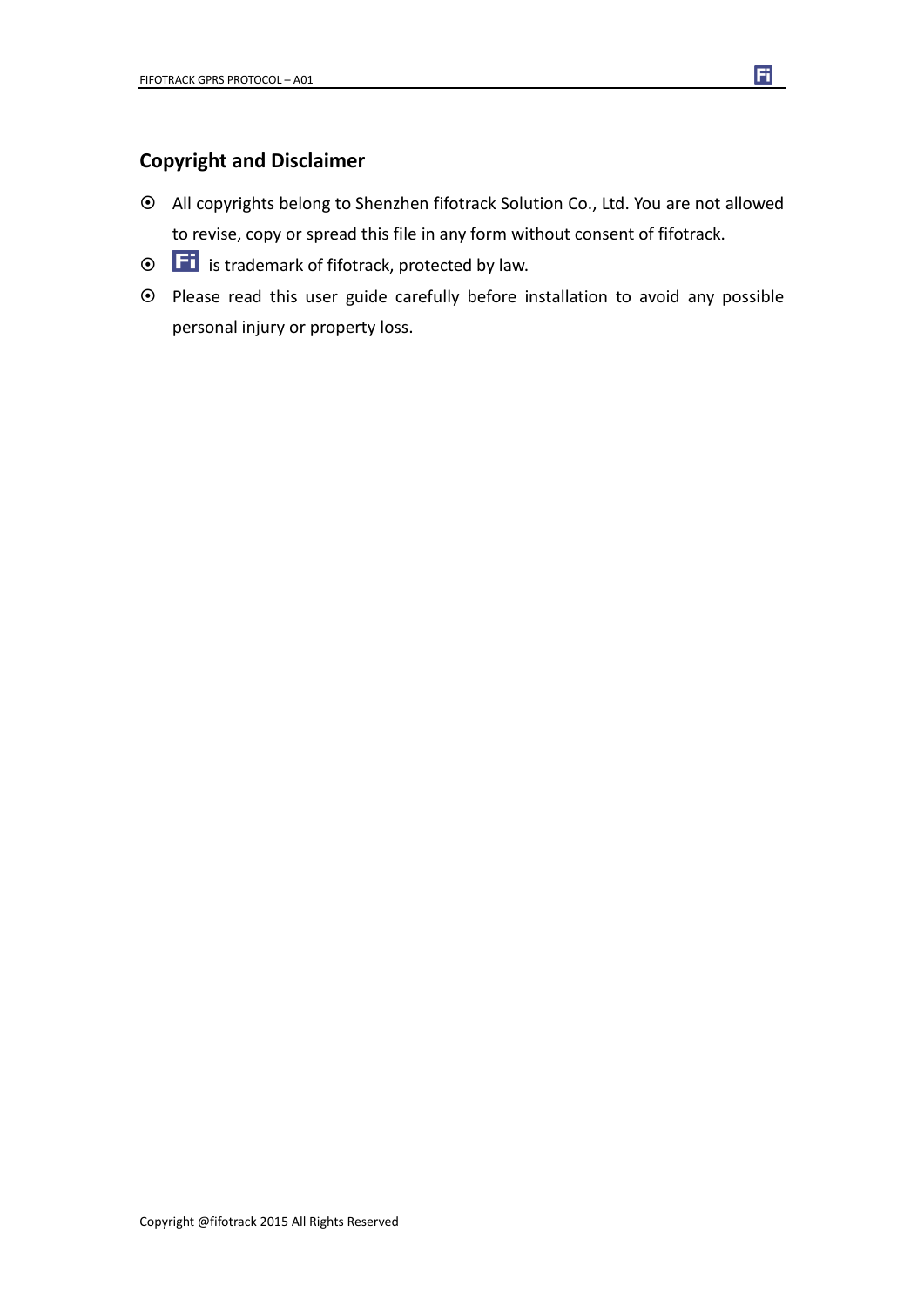## Copyright and Disclaimer

- All copyrights belong to Shenzhen fifotrack Solution Co., Ltd. You are not allowed to revise, copy or spread this file in any form without consent of fifotrack.
- Fi is trademark of fifotrack, protected by law.
- Please read this user guide carefully before installation to avoid any possible personal injury or property loss.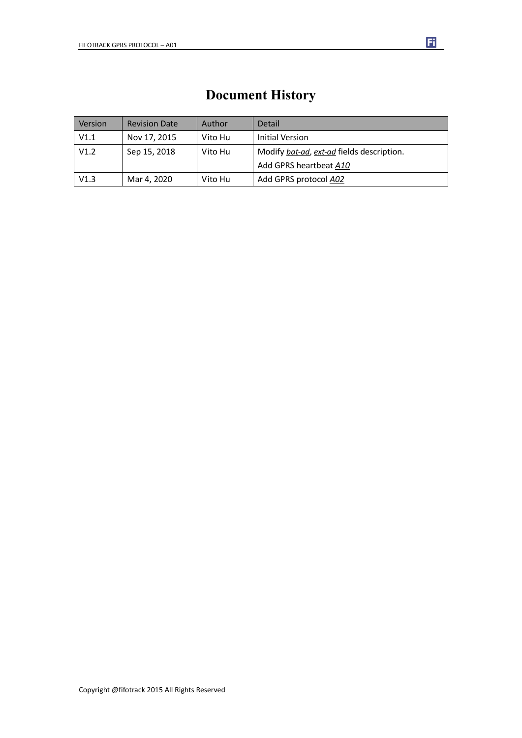# Document History

| Version | Revision Date | Author | Detail |
|---|---|---|---|
| V1.1 | Nov 17, 2015 | Vito Hu | Initial Version |
| V1.2 | Sep 15, 2018 | Vito Hu | Modify *bat-ad*, *ext-ad* fields description.<br>Add GPRS heartbeat *A10* |
| V1.3 | Mar 4, 2020 | Vito Hu | Add GPRS protocol *A02* |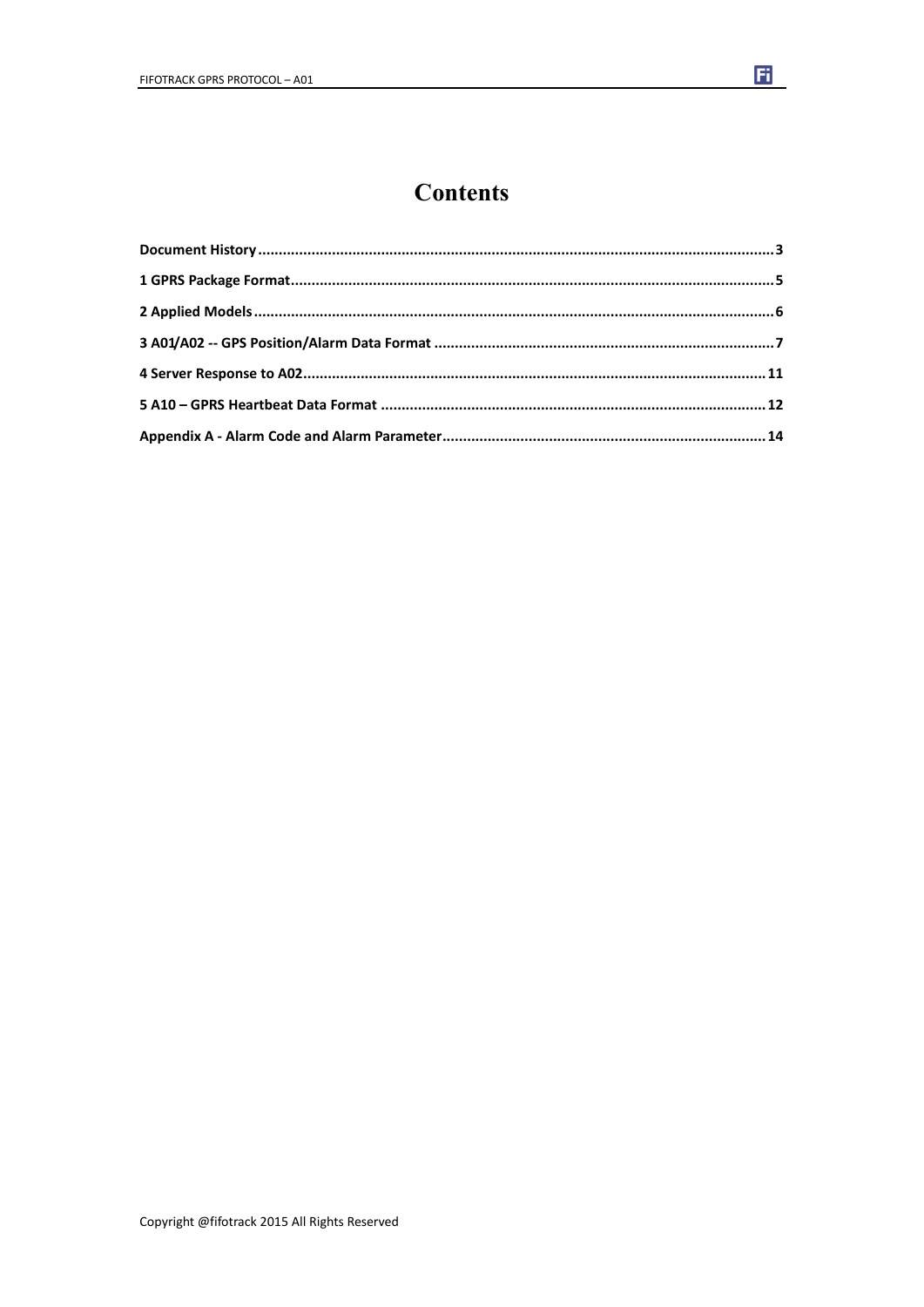# Contents

**Document History** ........................................................................................................... **3**

**1 GPRS Package Format** ........................................................................................................... **5**

**2 Applied Models** ........................................................................................................... **6**

**3 A01/A02 -- GPS Position/Alarm Data Format** ........................................................................................................... **7**

**4 Server Response to A02** ........................................................................................................... **11**

**5 A10 – GPRS Heartbeat Data Format** ........................................................................................................... **12**

**Appendix A - Alarm Code and Alarm Parameter** ........................................................................................................... **14**

Copyright @fifotrack 2015 All Rights Reserved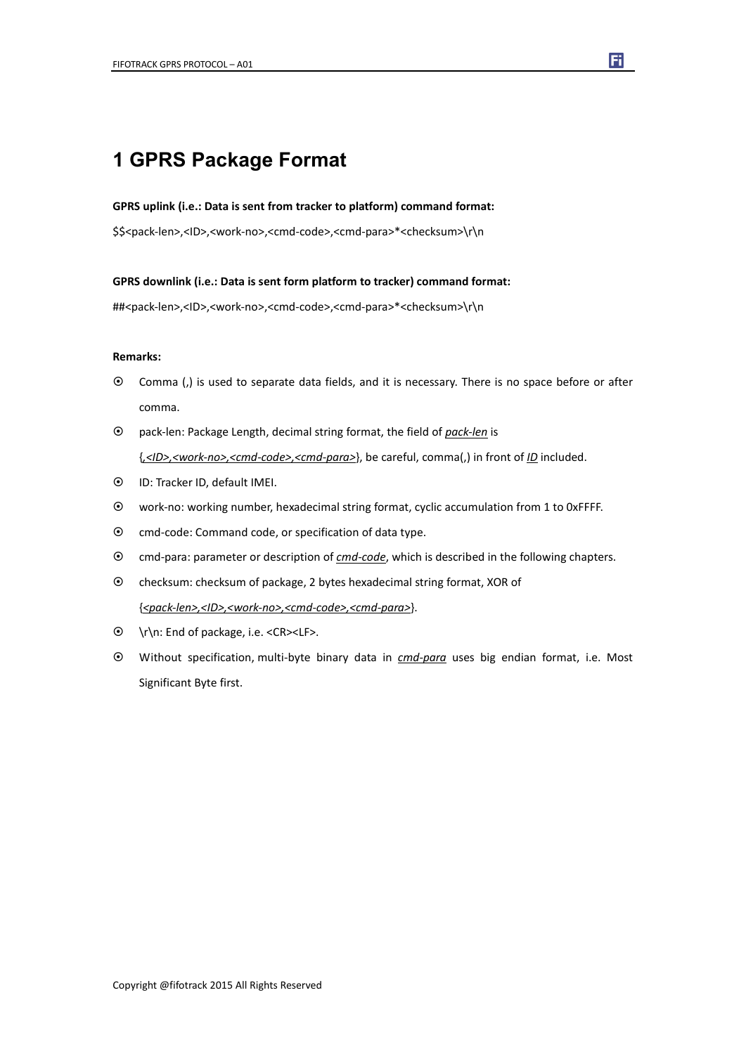# 1 GPRS Package Format

**GPRS uplink (i.e.: Data is sent from tracker to platform) command format:**

$$<pack-len>,<ID>,<work-no>,<cmd-code>,<cmd-para>*<checksum>\r\n

**GPRS downlink (i.e.: Data is sent form platform to tracker) command format:**

##<pack-len>,<ID>,<work-no>,<cmd-code>,<cmd-para>*<checksum>\r\n

**Remarks:**

- Comma (,) is used to separate data fields, and it is necessary. There is no space before or after comma.
- pack-len: Package Length, decimal string format, the field of *pack-len* is {*,<ID>,<work-no>,<cmd-code>,<cmd-para>*}, be careful, comma(,) in front of *ID* included.
- ID: Tracker ID, default IMEI.
- work-no: working number, hexadecimal string format, cyclic accumulation from 1 to 0xFFFF.
- cmd-code: Command code, or specification of data type.
- cmd-para: parameter or description of *cmd-code*, which is described in the following chapters.
- checksum: checksum of package, 2 bytes hexadecimal string format, XOR of {*<pack-len>,<ID>,<work-no>,<cmd-code>,<cmd-para>*}.
- \r\n: End of package, i.e. <CR><LF>.
- Without specification, multi-byte binary data in *cmd-para* uses big endian format, i.e. Most Significant Byte first.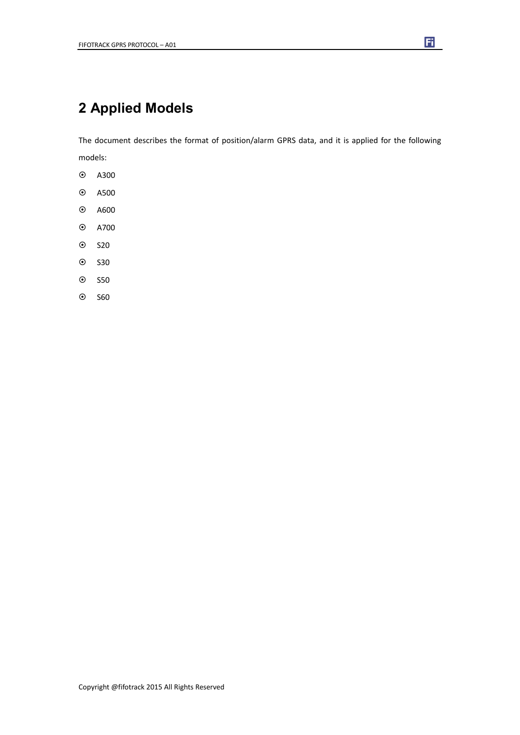# 2 Applied Models

The document describes the format of position/alarm GPRS data, and it is applied for the following models:

- A300
- A500
- A600
- A700
- S20
- S30
- S50
- S60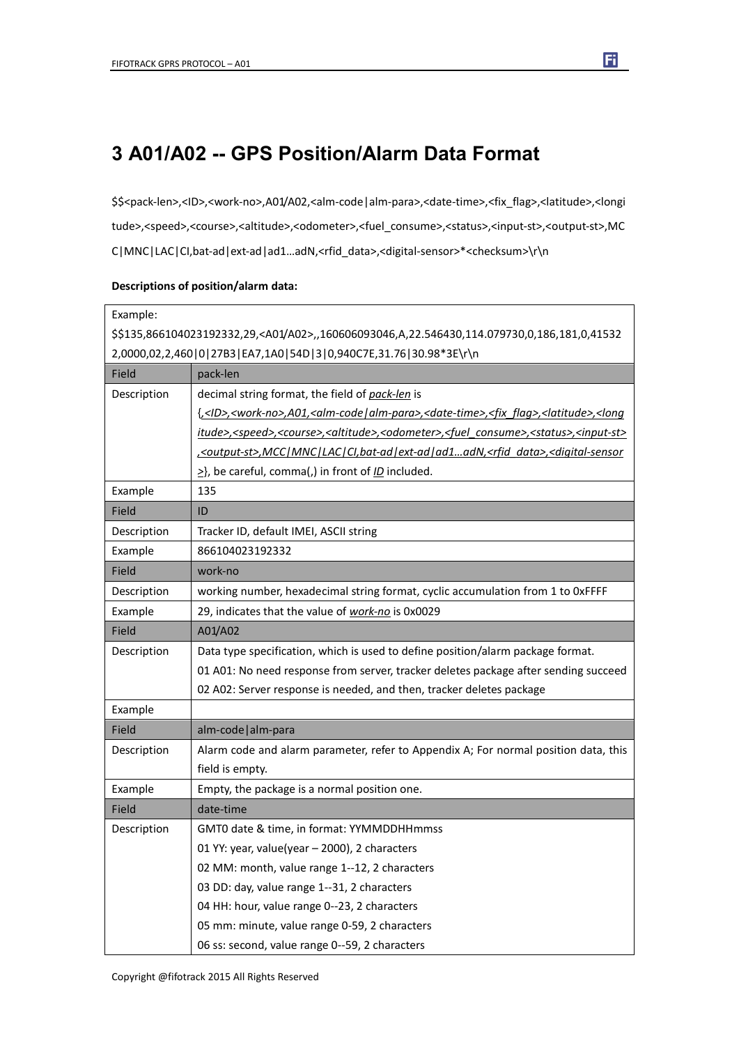# 3 A01/A02 -- GPS Position/Alarm Data Format

$$<pack-len>,<ID>,<work-no>,A01/A02,<alm-code|alm-para>,<date-time>,<fix_flag>,<latitude>,<longitude>,<speed>,<course>,<altitude>,<odometer>,<fuel_consume>,<status>,<input-st>,<output-st>,MCC|MNC|LAC|CI,bat-ad|ext-ad|ad1…adN,<rfid_data>,<digital-sensor>*<checksum>\r\n

**Descriptions of position/alarm data:**

| Example: $$135,866104023192332,29,<A01/A02>,,160606093046,A,22.546430,114.079730,0,186,181,0,415322,0000,02,2,460\|0\|27B3\|EA7,1A0\|54D\|3\|0,940C7E,31.76\|30.98*3E\r\n | |
|---|---|
| Field | pack-len |
| Description | decimal string format, the field of *pack-len* is {*,<ID>,<work-no>,A01,<alm-code\|alm-para>,<date-time>,<fix_flag>,<latitude>,<longitude>,<speed>,<course>,<altitude>,<odometer>,<fuel_consume>,<status>,<input-st>,<output-st>,MCC\|MNC\|LAC\|CI,bat-ad\|ext-ad\|ad1…adN,<rfid_data>,<digital-sensor>*}, be careful, comma(,) in front of *ID* included. |
| Example | 135 |
| Field | ID |
| Description | Tracker ID, default IMEI, ASCII string |
| Example | 866104023192332 |
| Field | work-no |
| Description | working number, hexadecimal string format, cyclic accumulation from 1 to 0xFFFF |
| Example | 29, indicates that the value of *work-no* is 0x0029 |
| Field | A01/A02 |
| Description | Data type specification, which is used to define position/alarm package format.<br>01 A01: No need response from server, tracker deletes package after sending succeed<br>02 A02: Server response is needed, and then, tracker deletes package |
| Example | |
| Field | alm-code\|alm-para |
| Description | Alarm code and alarm parameter, refer to Appendix A; For normal position data, this field is empty. |
| Example | Empty, the package is a normal position one. |
| Field | date-time |
| Description | GMT0 date & time, in format: YYMMDDHHmmss<br>01 YY: year, value(year – 2000), 2 characters<br>02 MM: month, value range 1--12, 2 characters<br>03 DD: day, value range 1--31, 2 characters<br>04 HH: hour, value range 0--23, 2 characters<br>05 mm: minute, value range 0-59, 2 characters<br>06 ss: second, value range 0--59, 2 characters |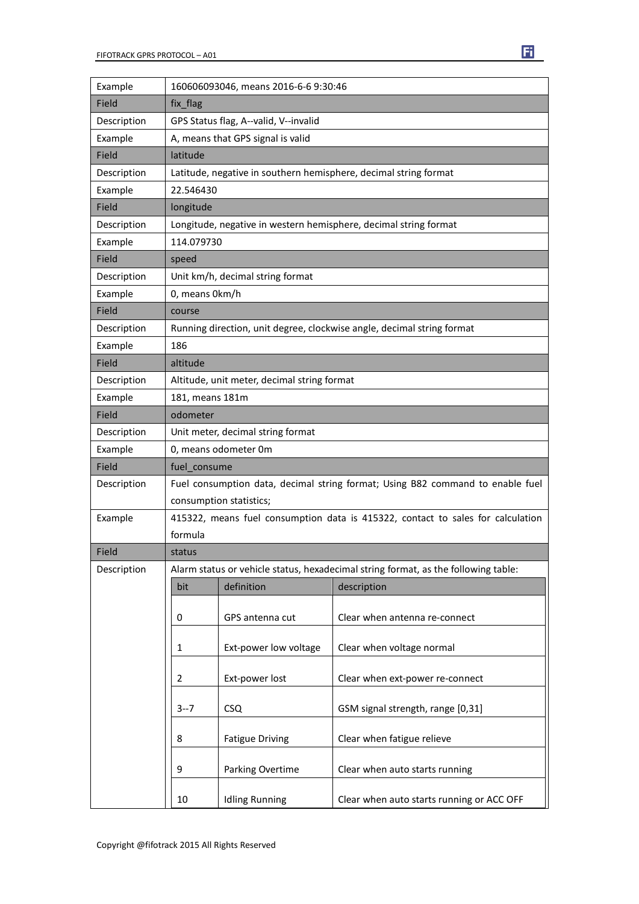| | |
|---|---|
| Example | 160606093046, means 2016-6-6 9:30:46 |
| Field | fix_flag |
| Description | GPS Status flag, A--valid, V--invalid |
| Example | A, means that GPS signal is valid |
| Field | latitude |
| Description | Latitude, negative in southern hemisphere, decimal string format |
| Example | 22.546430 |
| Field | longitude |
| Description | Longitude, negative in western hemisphere, decimal string format |
| Example | 114.079730 |
| Field | speed |
| Description | Unit km/h, decimal string format |
| Example | 0, means 0km/h |
| Field | course |
| Description | Running direction, unit degree, clockwise angle, decimal string format |
| Example | 186 |
| Field | altitude |
| Description | Altitude, unit meter, decimal string format |
| Example | 181, means 181m |
| Field | odometer |
| Description | Unit meter, decimal string format |
| Example | 0, means odometer 0m |
| Field | fuel_consume |
| Description | Fuel consumption data, decimal string format; Using B82 command to enable fuel consumption statistics; |
| Example | 415322, means fuel consumption data is 415322, contact to sales for calculation formula |
| Field | status |
| Description | Alarm status or vehicle status, hexadecimal string format, as the following table: |

| bit | definition | description |
|---|---|---|
| 0 | GPS antenna cut | Clear when antenna re-connect |
| 1 | Ext-power low voltage | Clear when voltage normal |
| 2 | Ext-power lost | Clear when ext-power re-connect |
| 3--7 | CSQ | GSM signal strength, range [0,31] |
| 8 | Fatigue Driving | Clear when fatigue relieve |
| 9 | Parking Overtime | Clear when auto starts running |
| 10 | Idling Running | Clear when auto starts running or ACC OFF |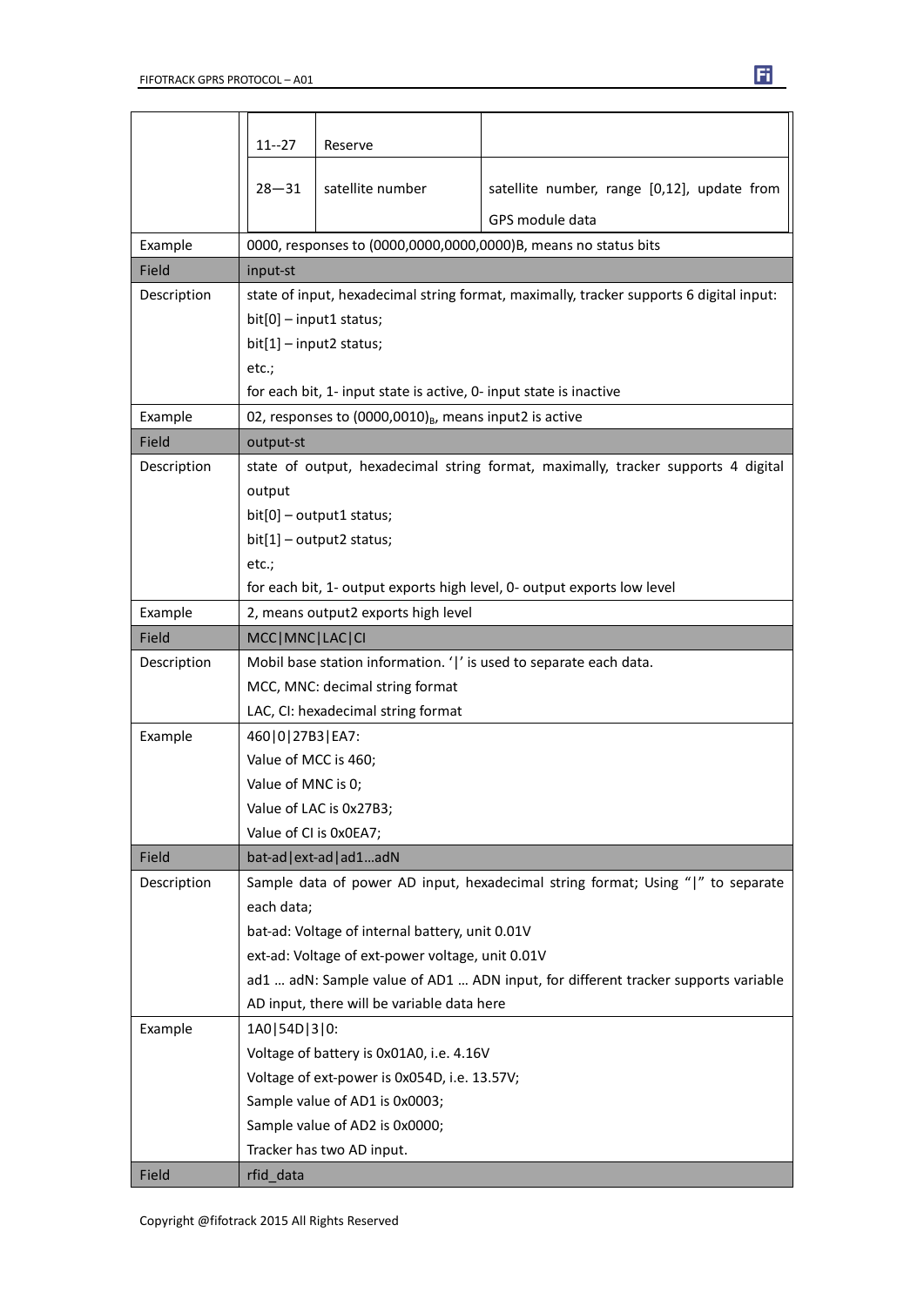| | | | |
|---|---|---|---|
| | 11--27 | Reserve | |
| | 28—31 | satellite number | satellite number, range [0,12], update from GPS module data |
| Example | 0000, responses to (0000,0000,0000,0000)B, means no status bits | | |
| **Field** | **input-st** | | |
| Description | state of input, hexadecimal string format, maximally, tracker supports 6 digital input:<br>bit[0] – input1 status;<br>bit[1] – input2 status;<br>etc.;<br>for each bit, 1- input state is active, 0- input state is inactive | | |
| Example | 02, responses to $(0000,0010)_B$, means input2 is active | | |
| **Field** | **output-st** | | |
| Description | state of output, hexadecimal string format, maximally, tracker supports 4 digital output<br>bit[0] – output1 status;<br>bit[1] – output2 status;<br>etc.;<br>for each bit, 1- output exports high level, 0- output exports low level | | |
| Example | 2, means output2 exports high level | | |
| **Field** | **MCC\|MNC\|LAC\|CI** | | |
| Description | Mobil base station information. '\|' is used to separate each data.<br>MCC, MNC: decimal string format<br>LAC, CI: hexadecimal string format | | |
| Example | 460\|0\|27B3\|EA7:<br>Value of MCC is 460;<br>Value of MNC is 0;<br>Value of LAC is 0x27B3;<br>Value of CI is 0x0EA7; | | |
| **Field** | **bat-ad\|ext-ad\|ad1…adN** | | |
| Description | Sample data of power AD input, hexadecimal string format; Using "\|" to separate each data;<br>bat-ad: Voltage of internal battery, unit 0.01V<br>ext-ad: Voltage of ext-power voltage, unit 0.01V<br>ad1 … adN: Sample value of AD1 … ADN input, for different tracker supports variable AD input, there will be variable data here | | |
| Example | 1A0\|54D\|3\|0:<br>Voltage of battery is 0x01A0, i.e. 4.16V<br>Voltage of ext-power is 0x054D, i.e. 13.57V;<br>Sample value of AD1 is 0x0003;<br>Sample value of AD2 is 0x0000;<br>Tracker has two AD input. | | |
| **Field** | **rfid_data** | | |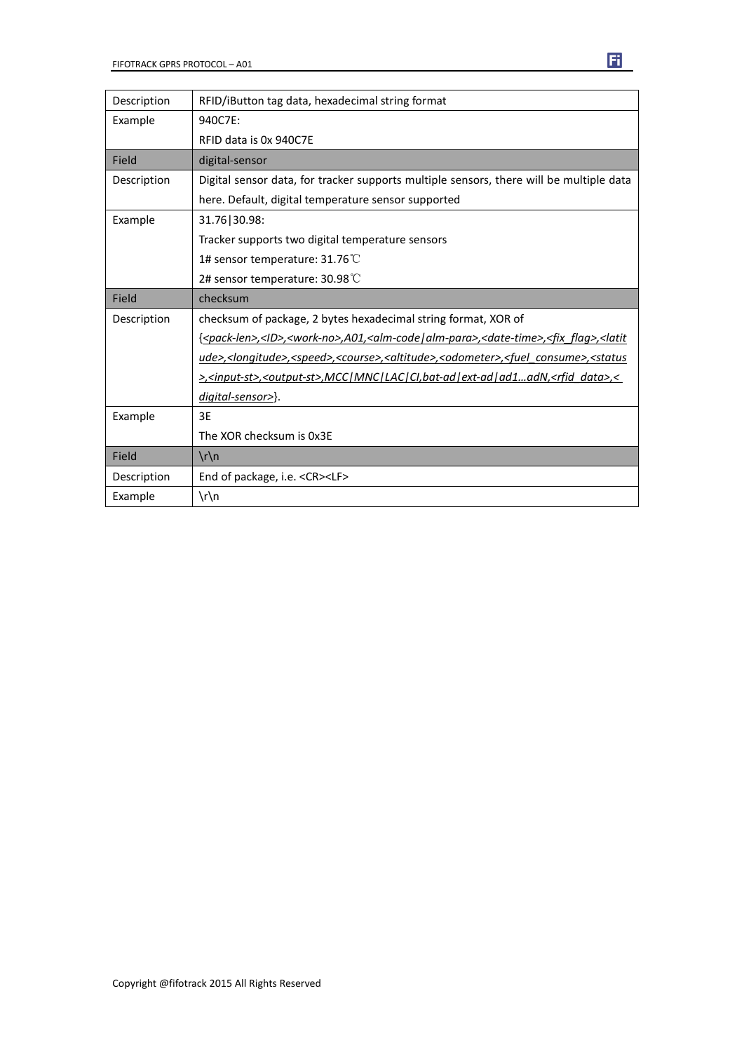| | |
|---|---|
| Description | RFID/iButton tag data, hexadecimal string format |
| Example | 940C7E:<br>RFID data is 0x 940C7E |
| Field | digital-sensor |
| Description | Digital sensor data, for tracker supports multiple sensors, there will be multiple data here. Default, digital temperature sensor supported |
| Example | 31.76\|30.98:<br>Tracker supports two digital temperature sensors<br>1# sensor temperature: 31.76℃<br>2# sensor temperature: 30.98℃ |
| Field | checksum |
| Description | checksum of package, 2 bytes hexadecimal string format, XOR of {*<pack-len>,<ID>,<work-no>,A01,<alm-code\|alm-para>,<date-time>,<fix_flag>,<latitude>,<longitude>,<speed>,<course>,<altitude>,<odometer>,<fuel_consume>,<status>,<input-st>,<output-st>,MCC\|MNC\|LAC\|CI,bat-ad\|ext-ad\|ad1…adN,<rfid_data>,<digital-sensor>*}. |
| Example | 3E<br>The XOR checksum is 0x3E |
| Field | \r\n |
| Description | End of package, i.e. <CR><LF> |
| Example | \r\n |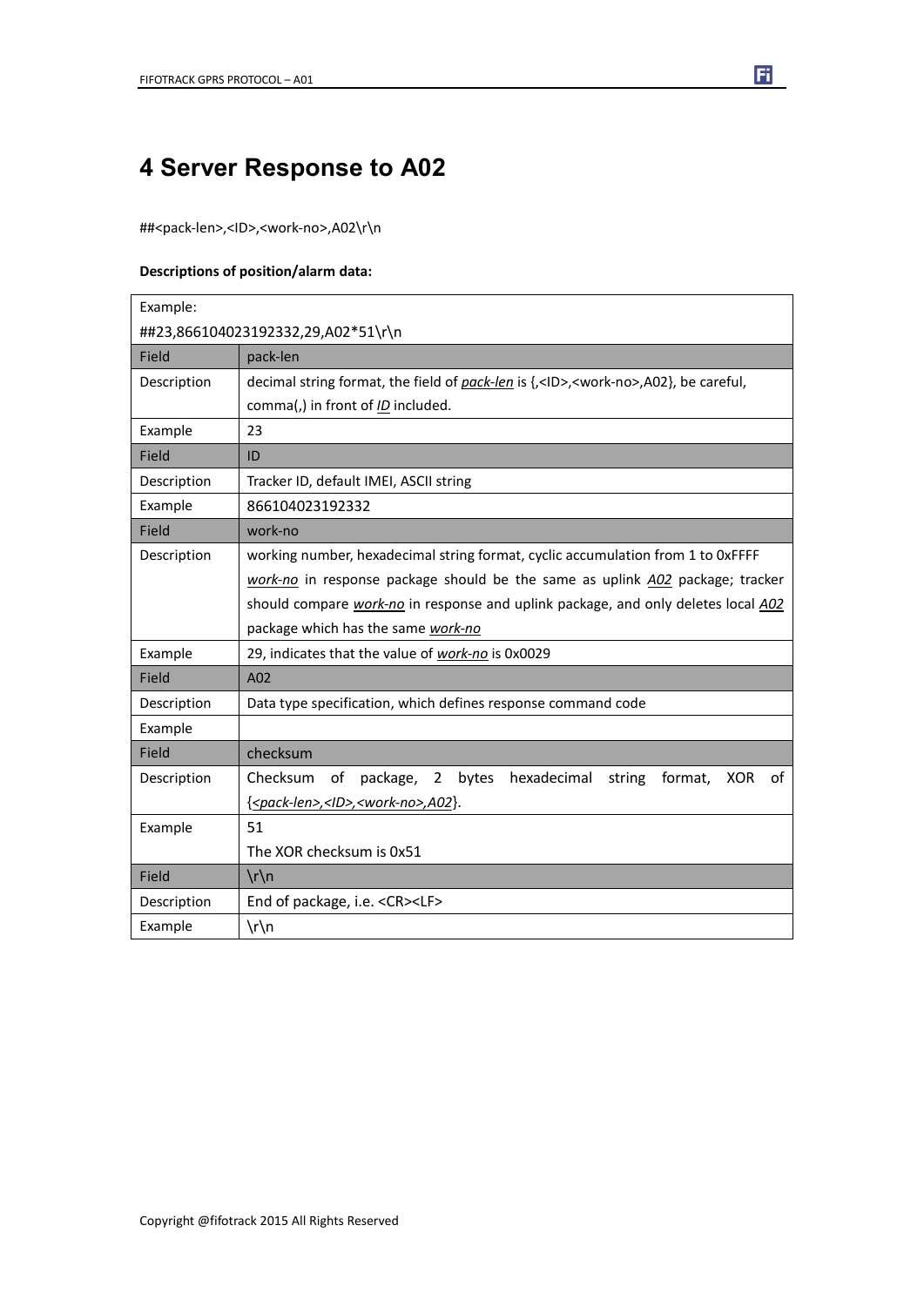# 4 Server Response to A02

##<pack-len>,<ID>,<work-no>,A02\r\n

**Descriptions of position/alarm data:**

| Example: ##23,866104023192332,29,A02*51\r\n | |
|---|---|
| Field | pack-len |
| Description | decimal string format, the field of *pack-len* is {,<ID>,<work-no>,A02}, be careful, comma(,) in front of *ID* included. |
| Example | 23 |
| Field | ID |
| Description | Tracker ID, default IMEI, ASCII string |
| Example | 866104023192332 |
| Field | work-no |
| Description | working number, hexadecimal string format, cyclic accumulation from 1 to 0xFFFF *work-no* in response package should be the same as uplink *A02* package; tracker should compare *work-no* in response and uplink package, and only deletes local *A02* package which has the same *work-no* |
| Example | 29, indicates that the value of *work-no* is 0x0029 |
| Field | A02 |
| Description | Data type specification, which defines response command code |
| Example | |
| Field | checksum |
| Description | Checksum of package, 2 bytes hexadecimal string format, XOR of {*<pack-len>,<ID>,<work-no>,A02*}. |
| Example | 51<br>The XOR checksum is 0x51 |
| Field | \r\n |
| Description | End of package, i.e. <CR><LF> |
| Example | \r\n |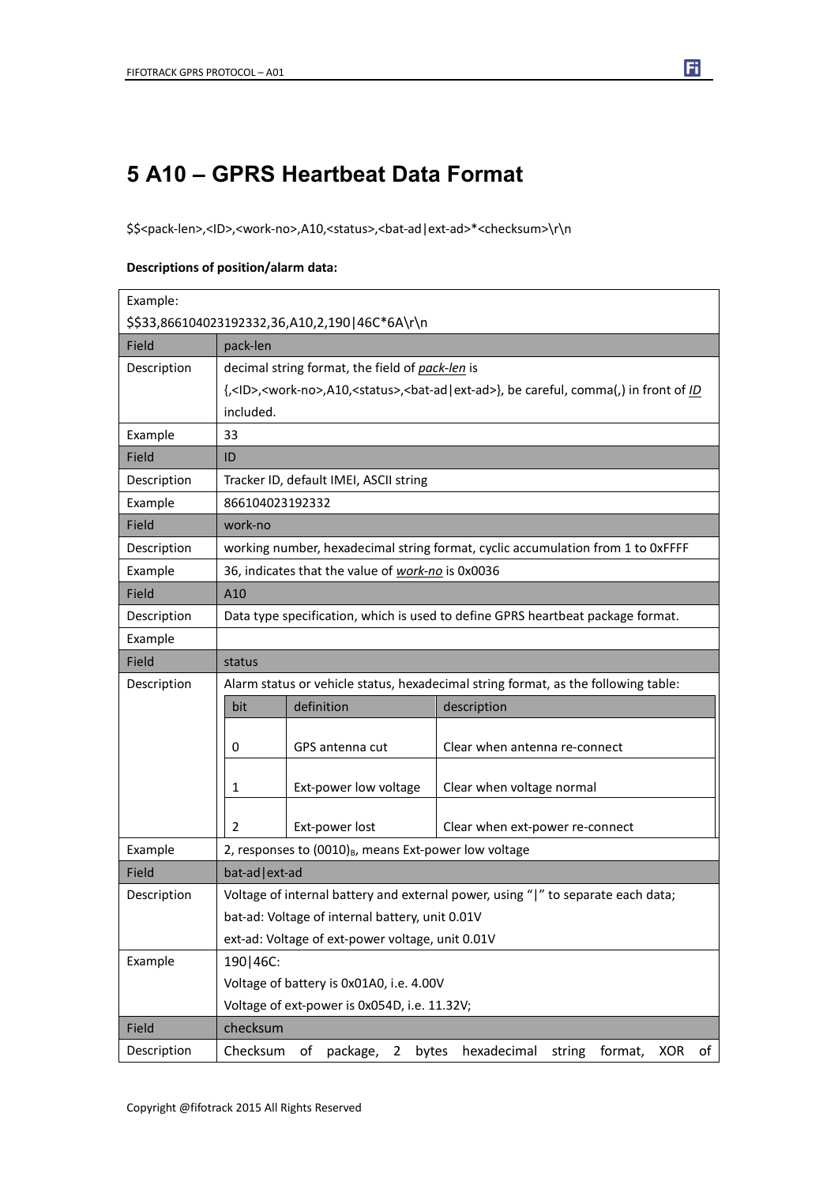# 5 A10 – GPRS Heartbeat Data Format

$$<pack-len>,<ID>,<work-no>,A10,<status>,<bat-ad|ext-ad>*<checksum>\r\n

**Descriptions of position/alarm data:**

| Example: $$33,866104023192332,36,A10,2,190\|46C*6A\r\n | |
|---|---|
| Field | pack-len |
| Description | decimal string format, the field of *pack-len* is {,<ID>,<work-no>,A10,<status>,<bat-ad\|ext-ad>}, be careful, comma(,) in front of *ID* included. |
| Example | 33 |
| Field | ID |
| Description | Tracker ID, default IMEI, ASCII string |
| Example | 866104023192332 |
| Field | work-no |
| Description | working number, hexadecimal string format, cyclic accumulation from 1 to 0xFFFF |
| Example | 36, indicates that the value of *work-no* is 0x0036 |
| Field | A10 |
| Description | Data type specification, which is used to define GPRS heartbeat package format. |
| Example | |
| Field | status |
| Description | Alarm status or vehicle status, hexadecimal string format, as the following table:<br>bit 0 – GPS antenna cut – Clear when antenna re-connect<br>bit 1 – Ext-power low voltage – Clear when voltage normal<br>bit 2 – Ext-power lost – Clear when ext-power re-connect |
| Example | 2, responses to $(0010)_B$, means Ext-power low voltage |
| Field | bat-ad\|ext-ad |
| Description | Voltage of internal battery and external power, using "\|" to separate each data;<br>bat-ad: Voltage of internal battery, unit 0.01V<br>ext-ad: Voltage of ext-power voltage, unit 0.01V |
| Example | 190\|46C:<br>Voltage of battery is 0x01A0, i.e. 4.00V<br>Voltage of ext-power is 0x054D, i.e. 11.32V; |
| Field | checksum |
| Description | Checksum of package, 2 bytes hexadecimal string format, XOR of |

Status bit table:

| bit | definition | description |
|---|---|---|
| 0 | GPS antenna cut | Clear when antenna re-connect |
| 1 | Ext-power low voltage | Clear when voltage normal |
| 2 | Ext-power lost | Clear when ext-power re-connect |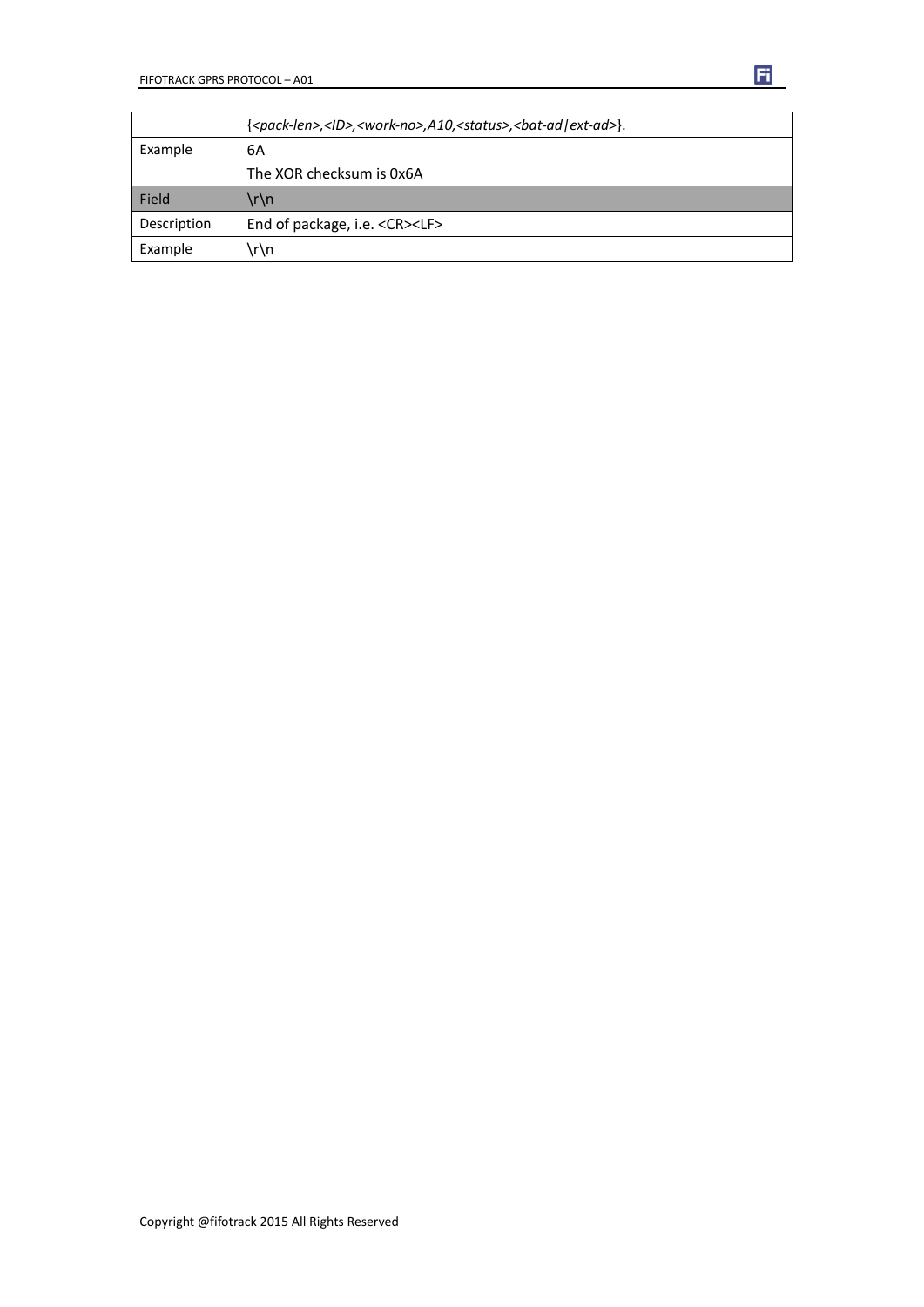| | |
|---|---|
| | {*<pack-len>,<ID>,<work-no>,A10,<status>,<bat-ad\|ext-ad>*}. |
| Example | 6A<br>The XOR checksum is 0x6A |
| Field | \r\n |
| Description | End of package, i.e. <CR><LF> |
| Example | \r\n |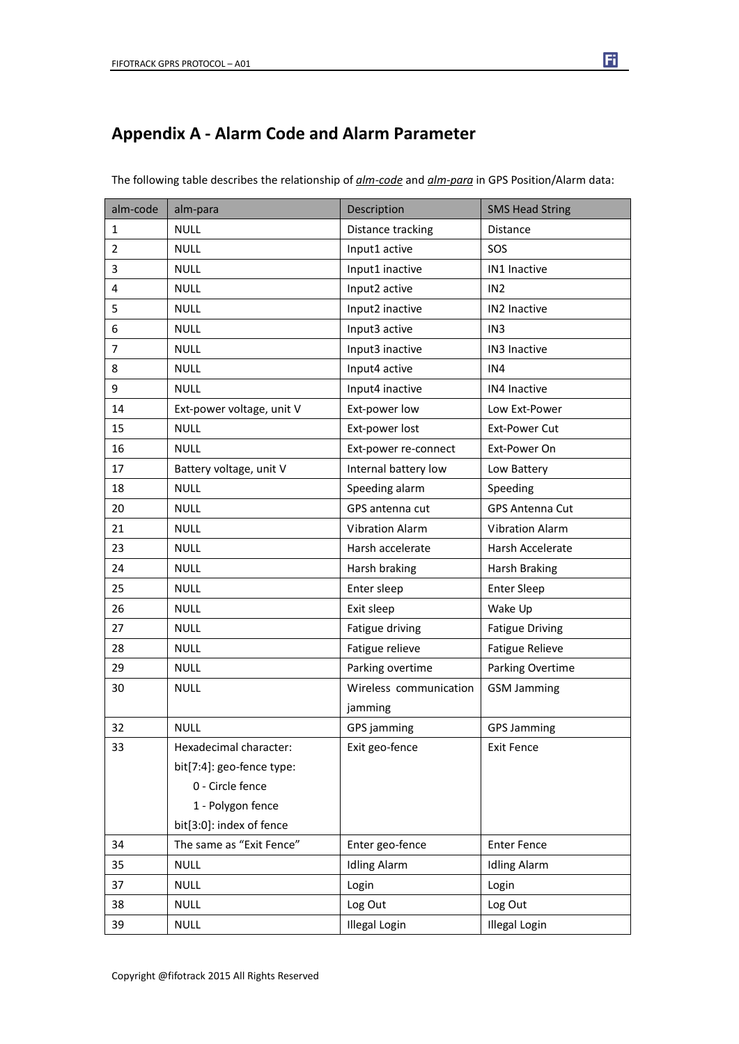## Appendix A - Alarm Code and Alarm Parameter

The following table describes the relationship of *alm-code* and *alm-para* in GPS Position/Alarm data:

| alm-code | alm-para | Description | SMS Head String |
|---|---|---|---|
| 1 | NULL | Distance tracking | Distance |
| 2 | NULL | Input1 active | SOS |
| 3 | NULL | Input1 inactive | IN1 Inactive |
| 4 | NULL | Input2 active | IN2 |
| 5 | NULL | Input2 inactive | IN2 Inactive |
| 6 | NULL | Input3 active | IN3 |
| 7 | NULL | Input3 inactive | IN3 Inactive |
| 8 | NULL | Input4 active | IN4 |
| 9 | NULL | Input4 inactive | IN4 Inactive |
| 14 | Ext-power voltage, unit V | Ext-power low | Low Ext-Power |
| 15 | NULL | Ext-power lost | Ext-Power Cut |
| 16 | NULL | Ext-power re-connect | Ext-Power On |
| 17 | Battery voltage, unit V | Internal battery low | Low Battery |
| 18 | NULL | Speeding alarm | Speeding |
| 20 | NULL | GPS antenna cut | GPS Antenna Cut |
| 21 | NULL | Vibration Alarm | Vibration Alarm |
| 23 | NULL | Harsh accelerate | Harsh Accelerate |
| 24 | NULL | Harsh braking | Harsh Braking |
| 25 | NULL | Enter sleep | Enter Sleep |
| 26 | NULL | Exit sleep | Wake Up |
| 27 | NULL | Fatigue driving | Fatigue Driving |
| 28 | NULL | Fatigue relieve | Fatigue Relieve |
| 29 | NULL | Parking overtime | Parking Overtime |
| 30 | NULL | Wireless communication jamming | GSM Jamming |
| 32 | NULL | GPS jamming | GPS Jamming |
| 33 | Hexadecimal character:<br>bit[7:4]: geo-fence type:<br>0 - Circle fence<br>1 - Polygon fence<br>bit[3:0]: index of fence | Exit geo-fence | Exit Fence |
| 34 | The same as "Exit Fence" | Enter geo-fence | Enter Fence |
| 35 | NULL | Idling Alarm | Idling Alarm |
| 37 | NULL | Login | Login |
| 38 | NULL | Log Out | Log Out |
| 39 | NULL | Illegal Login | Illegal Login |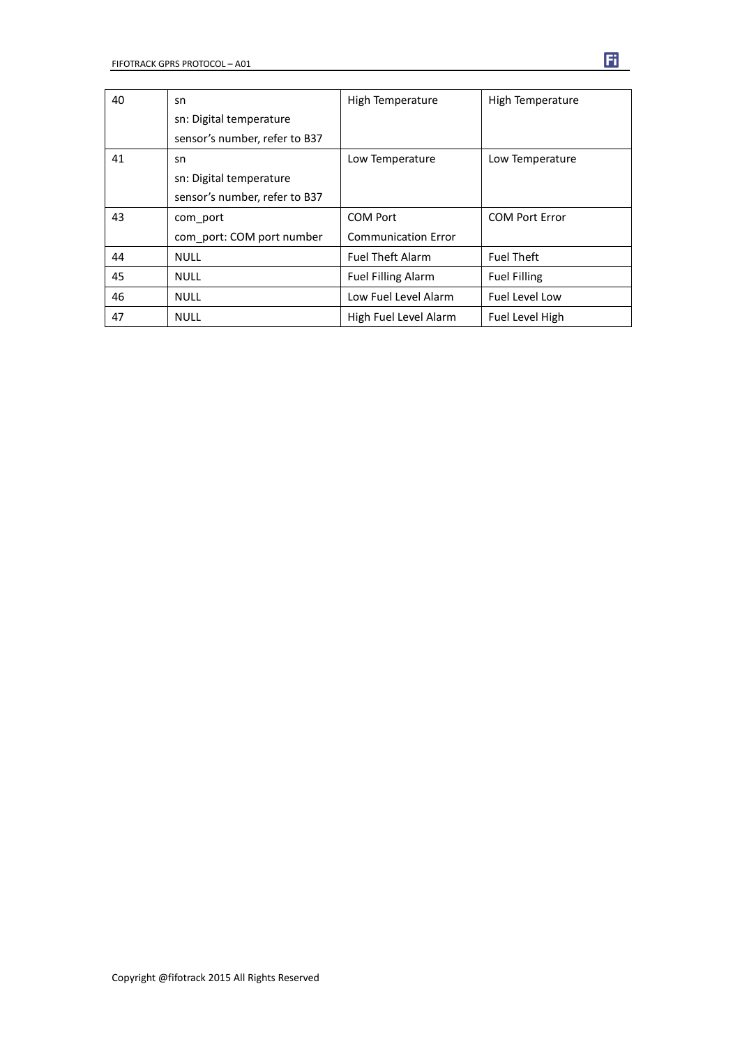| | | | |
|---|---|---|---|
| 40 | sn<br>sn: Digital temperature sensor's number, refer to B37 | High Temperature | High Temperature |
| 41 | sn<br>sn: Digital temperature sensor's number, refer to B37 | Low Temperature | Low Temperature |
| 43 | com_port<br>com_port: COM port number | COM Port Communication Error | COM Port Error |
| 44 | NULL | Fuel Theft Alarm | Fuel Theft |
| 45 | NULL | Fuel Filling Alarm | Fuel Filling |
| 46 | NULL | Low Fuel Level Alarm | Fuel Level Low |
| 47 | NULL | High Fuel Level Alarm | Fuel Level High |